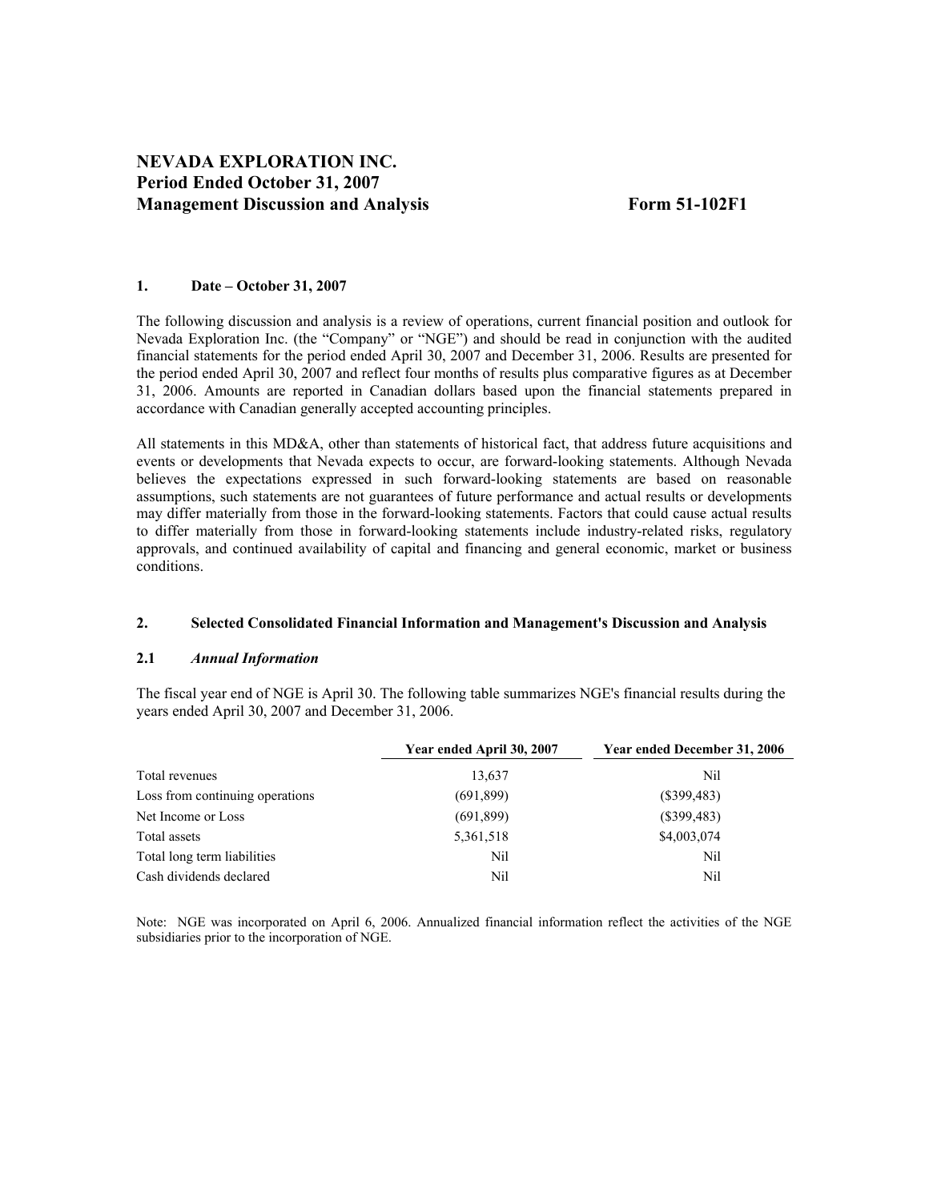# NEVADA EXPLORATION INC.
# Period Ended October 31, 2007
# Management Discussion and Analysis Form 51-102F1

### 1. Date – October 31, 2007

The following discussion and analysis is a review of operations, current financial position and outlook for Nevada Exploration Inc. (the "Company" or "NGE") and should be read in conjunction with the audited financial statements for the period ended April 30, 2007 and December 31, 2006. Results are presented for the period ended April 30, 2007 and reflect four months of results plus comparative figures as at December 31, 2006. Amounts are reported in Canadian dollars based upon the financial statements prepared in accordance with Canadian generally accepted accounting principles.

All statements in this MD&A, other than statements of historical fact, that address future acquisitions and events or developments that Nevada expects to occur, are forward-looking statements. Although Nevada believes the expectations expressed in such forward-looking statements are based on reasonable assumptions, such statements are not guarantees of future performance and actual results or developments may differ materially from those in the forward-looking statements. Factors that could cause actual results to differ materially from those in forward-looking statements include industry-related risks, regulatory approvals, and continued availability of capital and financing and general economic, market or business conditions.

### 2. Selected Consolidated Financial Information and Management's Discussion and Analysis

### 2.1 *Annual Information*

The fiscal year end of NGE is April 30. The following table summarizes NGE's financial results during the years ended April 30, 2007 and December 31, 2006.

| | Year ended April 30, 2007 | Year ended December 31, 2006 |
|---|---|---|
| Total revenues | 13,637 | Nil |
| Loss from continuing operations | (691,899) | ($399,483) |
| Net Income or Loss | (691,899) | ($399,483) |
| Total assets | 5,361,518 | $4,003,074 |
| Total long term liabilities | Nil | Nil |
| Cash dividends declared | Nil | Nil |

Note: NGE was incorporated on April 6, 2006. Annualized financial information reflect the activities of the NGE subsidiaries prior to the incorporation of NGE.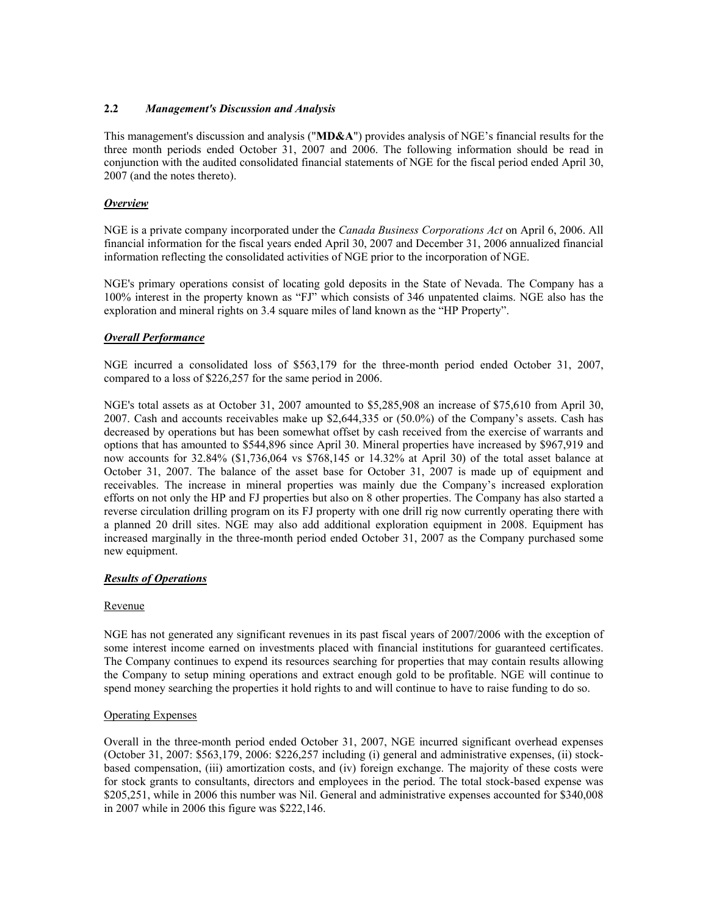## 2.2 *Management's Discussion and Analysis*

This management's discussion and analysis ("**MD&A**") provides analysis of NGE's financial results for the three month periods ended October 31, 2007 and 2006. The following information should be read in conjunction with the audited consolidated financial statements of NGE for the fiscal period ended April 30, 2007 (and the notes thereto).

### ***Overview***

NGE is a private company incorporated under the *Canada Business Corporations Act* on April 6, 2006. All financial information for the fiscal years ended April 30, 2007 and December 31, 2006 annualized financial information reflecting the consolidated activities of NGE prior to the incorporation of NGE.

NGE's primary operations consist of locating gold deposits in the State of Nevada. The Company has a 100% interest in the property known as "FJ" which consists of 346 unpatented claims. NGE also has the exploration and mineral rights on 3.4 square miles of land known as the "HP Property".

### ***Overall Performance***

NGE incurred a consolidated loss of $563,179 for the three-month period ended October 31, 2007, compared to a loss of $226,257 for the same period in 2006.

NGE's total assets as at October 31, 2007 amounted to $5,285,908 an increase of $75,610 from April 30, 2007. Cash and accounts receivables make up $2,644,335 or (50.0%) of the Company's assets. Cash has decreased by operations but has been somewhat offset by cash received from the exercise of warrants and options that has amounted to $544,896 since April 30. Mineral properties have increased by $967,919 and now accounts for 32.84% ($1,736,064 vs $768,145 or 14.32% at April 30) of the total asset balance at October 31, 2007. The balance of the asset base for October 31, 2007 is made up of equipment and receivables. The increase in mineral properties was mainly due the Company's increased exploration efforts on not only the HP and FJ properties but also on 8 other properties. The Company has also started a reverse circulation drilling program on its FJ property with one drill rig now currently operating there with a planned 20 drill sites. NGE may also add additional exploration equipment in 2008. Equipment has increased marginally in the three-month period ended October 31, 2007 as the Company purchased some new equipment.

### ***Results of Operations***

#### Revenue

NGE has not generated any significant revenues in its past fiscal years of 2007/2006 with the exception of some interest income earned on investments placed with financial institutions for guaranteed certificates. The Company continues to expend its resources searching for properties that may contain results allowing the Company to setup mining operations and extract enough gold to be profitable. NGE will continue to spend money searching the properties it hold rights to and will continue to have to raise funding to do so.

#### Operating Expenses

Overall in the three-month period ended October 31, 2007, NGE incurred significant overhead expenses (October 31, 2007: $563,179, 2006: $226,257 including (i) general and administrative expenses, (ii) stock-based compensation, (iii) amortization costs, and (iv) foreign exchange. The majority of these costs were for stock grants to consultants, directors and employees in the period. The total stock-based expense was $205,251, while in 2006 this number was Nil. General and administrative expenses accounted for $340,008 in 2007 while in 2006 this figure was $222,146.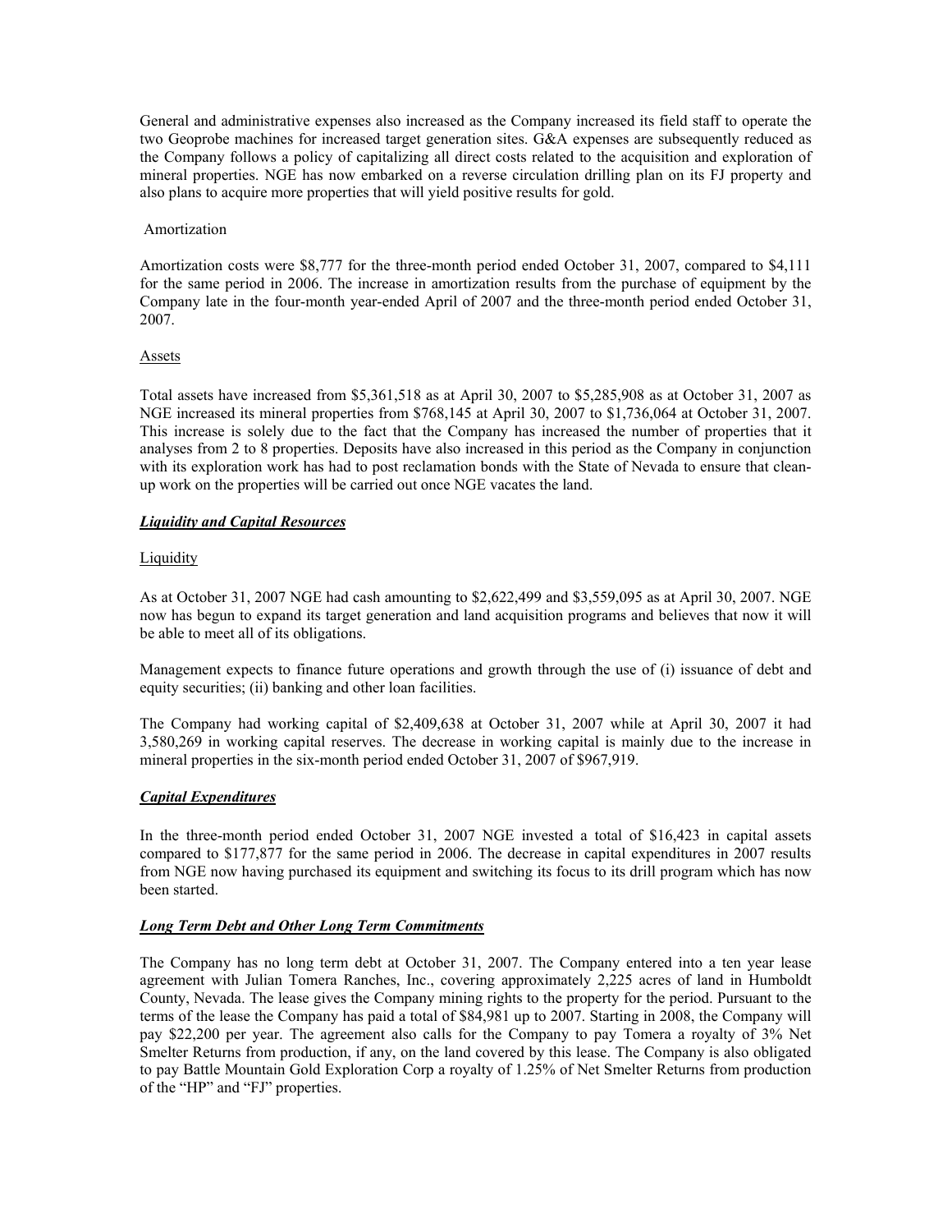General and administrative expenses also increased as the Company increased its field staff to operate the two Geoprobe machines for increased target generation sites. G&A expenses are subsequently reduced as the Company follows a policy of capitalizing all direct costs related to the acquisition and exploration of mineral properties. NGE has now embarked on a reverse circulation drilling plan on its FJ property and also plans to acquire more properties that will yield positive results for gold.

Amortization

Amortization costs were $8,777 for the three-month period ended October 31, 2007, compared to $4,111 for the same period in 2006. The increase in amortization results from the purchase of equipment by the Company late in the four-month year-ended April of 2007 and the three-month period ended October 31, 2007.

Assets

Total assets have increased from $5,361,518 as at April 30, 2007 to $5,285,908 as at October 31, 2007 as NGE increased its mineral properties from $768,145 at April 30, 2007 to $1,736,064 at October 31, 2007. This increase is solely due to the fact that the Company has increased the number of properties that it analyses from 2 to 8 properties. Deposits have also increased in this period as the Company in conjunction with its exploration work has had to post reclamation bonds with the State of Nevada to ensure that clean-up work on the properties will be carried out once NGE vacates the land.

***Liquidity and Capital Resources***

Liquidity

As at October 31, 2007 NGE had cash amounting to $2,622,499 and $3,559,095 as at April 30, 2007. NGE now has begun to expand its target generation and land acquisition programs and believes that now it will be able to meet all of its obligations.

Management expects to finance future operations and growth through the use of (i) issuance of debt and equity securities; (ii) banking and other loan facilities.

The Company had working capital of $2,409,638 at October 31, 2007 while at April 30, 2007 it had 3,580,269 in working capital reserves. The decrease in working capital is mainly due to the increase in mineral properties in the six-month period ended October 31, 2007 of $967,919.

***Capital Expenditures***

In the three-month period ended October 31, 2007 NGE invested a total of $16,423 in capital assets compared to $177,877 for the same period in 2006. The decrease in capital expenditures in 2007 results from NGE now having purchased its equipment and switching its focus to its drill program which has now been started.

***Long Term Debt and Other Long Term Commitments***

The Company has no long term debt at October 31, 2007. The Company entered into a ten year lease agreement with Julian Tomera Ranches, Inc., covering approximately 2,225 acres of land in Humboldt County, Nevada. The lease gives the Company mining rights to the property for the period. Pursuant to the terms of the lease the Company has paid a total of $84,981 up to 2007. Starting in 2008, the Company will pay $22,200 per year. The agreement also calls for the Company to pay Tomera a royalty of 3% Net Smelter Returns from production, if any, on the land covered by this lease. The Company is also obligated to pay Battle Mountain Gold Exploration Corp a royalty of 1.25% of Net Smelter Returns from production of the "HP" and "FJ" properties.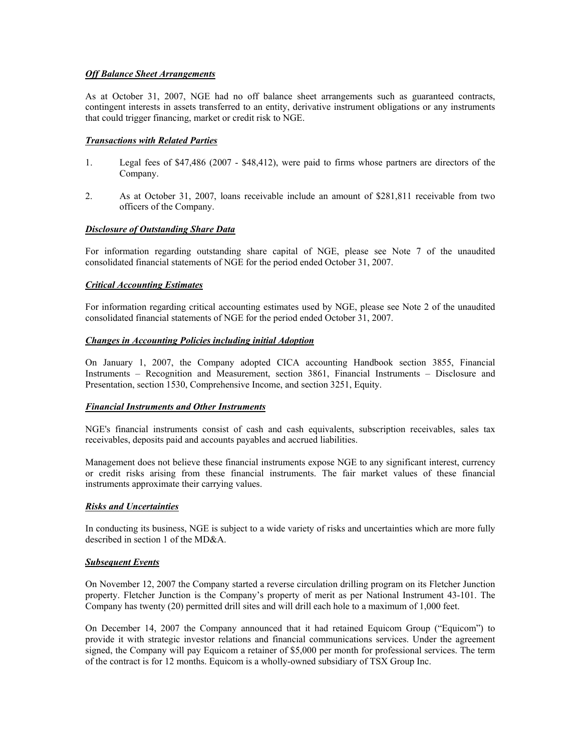***Off Balance Sheet Arrangements***

As at October 31, 2007, NGE had no off balance sheet arrangements such as guaranteed contracts, contingent interests in assets transferred to an entity, derivative instrument obligations or any instruments that could trigger financing, market or credit risk to NGE.

***Transactions with Related Parties***

1. Legal fees of $47,486 (2007 - $48,412), were paid to firms whose partners are directors of the Company.

2. As at October 31, 2007, loans receivable include an amount of $281,811 receivable from two officers of the Company.

***Disclosure of Outstanding Share Data***

For information regarding outstanding share capital of NGE, please see Note 7 of the unaudited consolidated financial statements of NGE for the period ended October 31, 2007.

***Critical Accounting Estimates***

For information regarding critical accounting estimates used by NGE, please see Note 2 of the unaudited consolidated financial statements of NGE for the period ended October 31, 2007.

***Changes in Accounting Policies including initial Adoption***

On January 1, 2007, the Company adopted CICA accounting Handbook section 3855, Financial Instruments – Recognition and Measurement, section 3861, Financial Instruments – Disclosure and Presentation, section 1530, Comprehensive Income, and section 3251, Equity.

***Financial Instruments and Other Instruments***

NGE's financial instruments consist of cash and cash equivalents, subscription receivables, sales tax receivables, deposits paid and accounts payables and accrued liabilities.

Management does not believe these financial instruments expose NGE to any significant interest, currency or credit risks arising from these financial instruments. The fair market values of these financial instruments approximate their carrying values.

***Risks and Uncertainties***

In conducting its business, NGE is subject to a wide variety of risks and uncertainties which are more fully described in section 1 of the MD&A.

***Subsequent Events***

On November 12, 2007 the Company started a reverse circulation drilling program on its Fletcher Junction property. Fletcher Junction is the Company's property of merit as per National Instrument 43-101. The Company has twenty (20) permitted drill sites and will drill each hole to a maximum of 1,000 feet.

On December 14, 2007 the Company announced that it had retained Equicom Group ("Equicom") to provide it with strategic investor relations and financial communications services. Under the agreement signed, the Company will pay Equicom a retainer of $5,000 per month for professional services. The term of the contract is for 12 months. Equicom is a wholly-owned subsidiary of TSX Group Inc.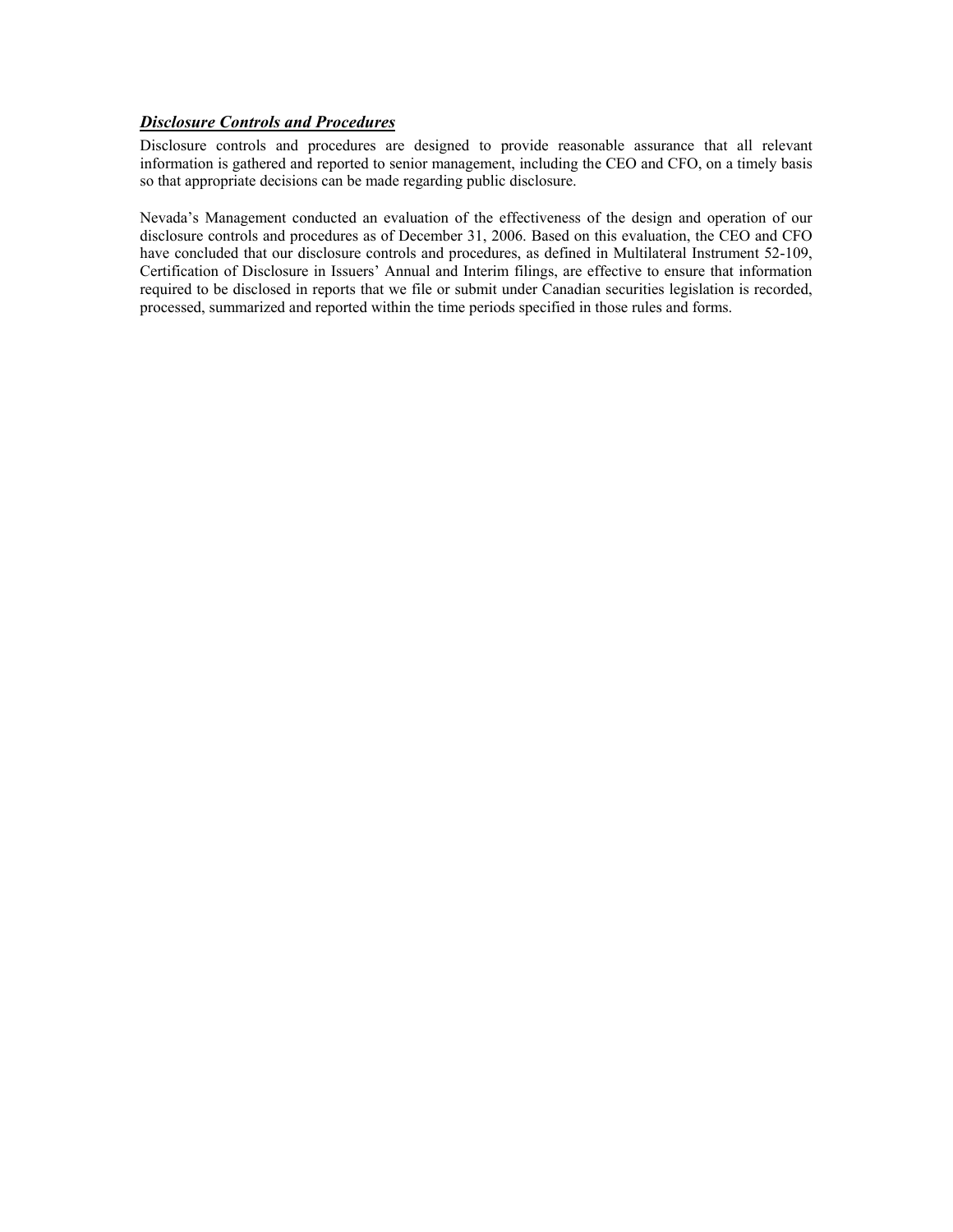***Disclosure Controls and Procedures***

Disclosure controls and procedures are designed to provide reasonable assurance that all relevant information is gathered and reported to senior management, including the CEO and CFO, on a timely basis so that appropriate decisions can be made regarding public disclosure.

Nevada's Management conducted an evaluation of the effectiveness of the design and operation of our disclosure controls and procedures as of December 31, 2006. Based on this evaluation, the CEO and CFO have concluded that our disclosure controls and procedures, as defined in Multilateral Instrument 52-109, Certification of Disclosure in Issuers' Annual and Interim filings, are effective to ensure that information required to be disclosed in reports that we file or submit under Canadian securities legislation is recorded, processed, summarized and reported within the time periods specified in those rules and forms.